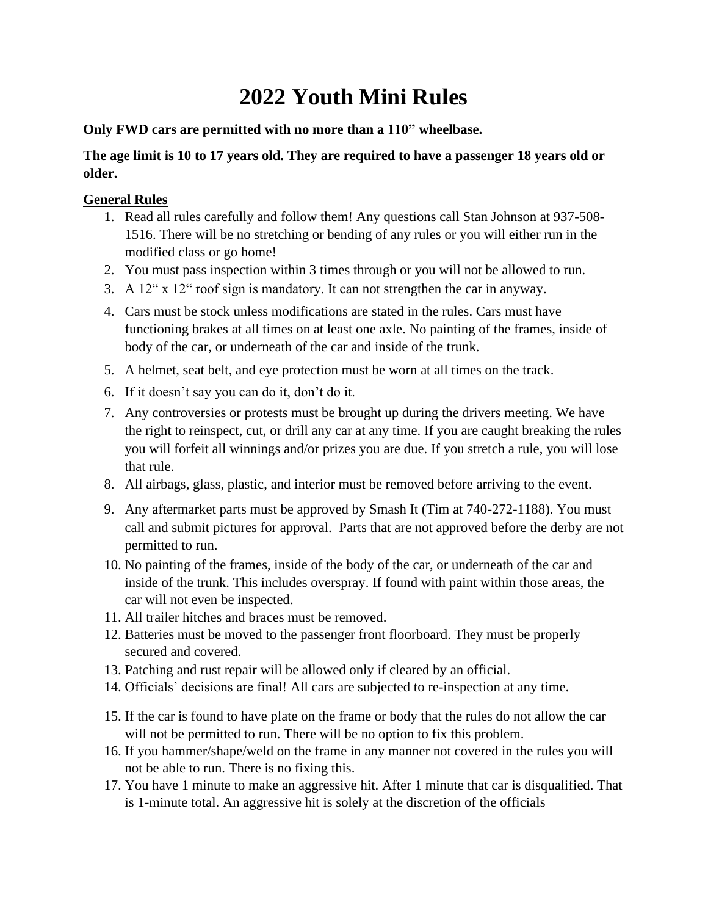# 2022 Youth Mini Rules

**Only FWD cars are permitted with no more than a 110" wheelbase.**

**The age limit is 10 to 17 years old. They are required to have a passenger 18 years old or older.**

**General Rules**

1. Read all rules carefully and follow them! Any questions call Stan Johnson at 937-508-1516. There will be no stretching or bending of any rules or you will either run in the modified class or go home!
2. You must pass inspection within 3 times through or you will not be allowed to run.
3. A 12" x 12" roof sign is mandatory. It can not strengthen the car in anyway.
4. Cars must be stock unless modifications are stated in the rules. Cars must have functioning brakes at all times on at least one axle. No painting of the frames, inside of body of the car, or underneath of the car and inside of the trunk.
5. A helmet, seat belt, and eye protection must be worn at all times on the track.
6. If it doesn't say you can do it, don't do it.
7. Any controversies or protests must be brought up during the drivers meeting. We have the right to reinspect, cut, or drill any car at any time. If you are caught breaking the rules you will forfeit all winnings and/or prizes you are due. If you stretch a rule, you will lose that rule.
8. All airbags, glass, plastic, and interior must be removed before arriving to the event.
9. Any aftermarket parts must be approved by Smash It (Tim at 740-272-1188). You must call and submit pictures for approval. Parts that are not approved before the derby are not permitted to run.
10. No painting of the frames, inside of the body of the car, or underneath of the car and inside of the trunk. This includes overspray. If found with paint within those areas, the car will not even be inspected.
11. All trailer hitches and braces must be removed.
12. Batteries must be moved to the passenger front floorboard. They must be properly secured and covered.
13. Patching and rust repair will be allowed only if cleared by an official.
14. Officials' decisions are final! All cars are subjected to re-inspection at any time.
15. If the car is found to have plate on the frame or body that the rules do not allow the car will not be permitted to run. There will be no option to fix this problem.
16. If you hammer/shape/weld on the frame in any manner not covered in the rules you will not be able to run. There is no fixing this.
17. You have 1 minute to make an aggressive hit. After 1 minute that car is disqualified. That is 1-minute total. An aggressive hit is solely at the discretion of the officials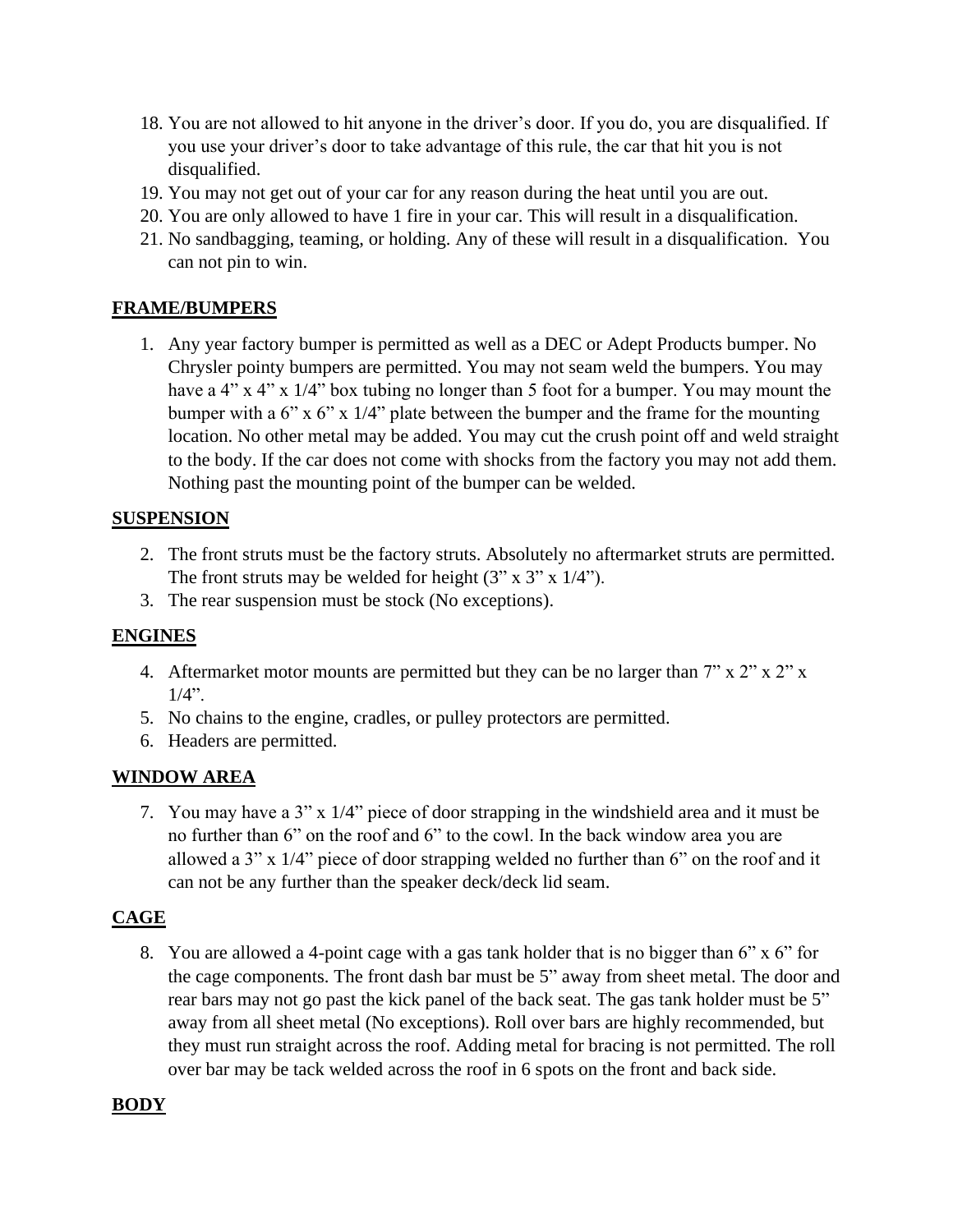18. You are not allowed to hit anyone in the driver's door. If you do, you are disqualified. If you use your driver's door to take advantage of this rule, the car that hit you is not disqualified.
19. You may not get out of your car for any reason during the heat until you are out.
20. You are only allowed to have 1 fire in your car. This will result in a disqualification.
21. No sandbagging, teaming, or holding. Any of these will result in a disqualification. You can not pin to win.

**FRAME/BUMPERS**

1. Any year factory bumper is permitted as well as a DEC or Adept Products bumper. No Chrysler pointy bumpers are permitted. You may not seam weld the bumpers. You may have a 4" x 4" x 1/4" box tubing no longer than 5 foot for a bumper. You may mount the bumper with a 6" x 6" x 1/4" plate between the bumper and the frame for the mounting location. No other metal may be added. You may cut the crush point off and weld straight to the body. If the car does not come with shocks from the factory you may not add them. Nothing past the mounting point of the bumper can be welded.

**SUSPENSION**

2. The front struts must be the factory struts. Absolutely no aftermarket struts are permitted. The front struts may be welded for height (3" x 3" x 1/4").
3. The rear suspension must be stock (No exceptions).

**ENGINES**

4. Aftermarket motor mounts are permitted but they can be no larger than 7" x 2" x 2" x 1/4".
5. No chains to the engine, cradles, or pulley protectors are permitted.
6. Headers are permitted.

**WINDOW AREA**

7. You may have a 3" x 1/4" piece of door strapping in the windshield area and it must be no further than 6" on the roof and 6" to the cowl. In the back window area you are allowed a 3" x 1/4" piece of door strapping welded no further than 6" on the roof and it can not be any further than the speaker deck/deck lid seam.

**CAGE**

8. You are allowed a 4-point cage with a gas tank holder that is no bigger than 6" x 6" for the cage components. The front dash bar must be 5" away from sheet metal. The door and rear bars may not go past the kick panel of the back seat. The gas tank holder must be 5" away from all sheet metal (No exceptions). Roll over bars are highly recommended, but they must run straight across the roof. Adding metal for bracing is not permitted. The roll over bar may be tack welded across the roof in 6 spots on the front and back side.

**BODY**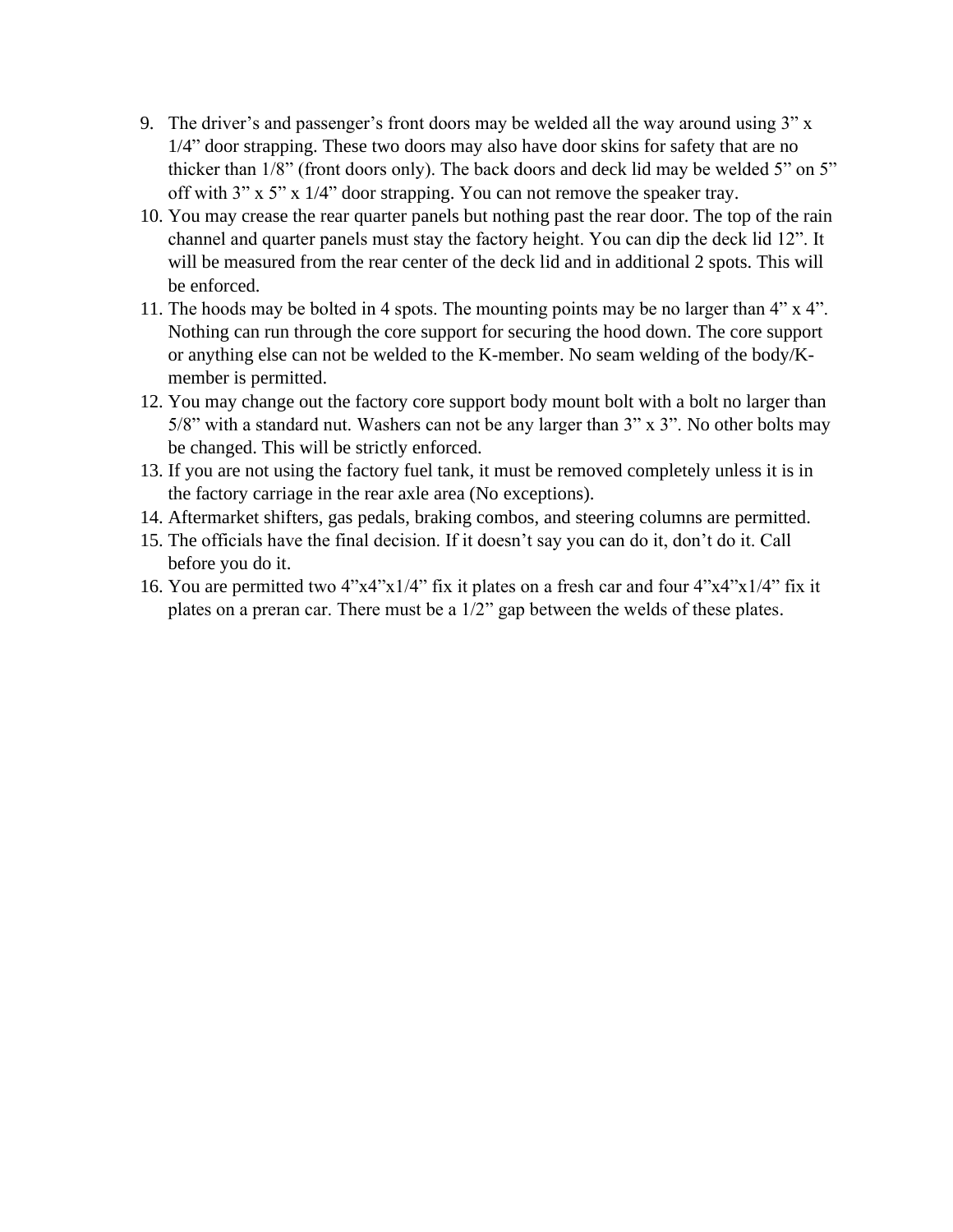9. The driver's and passenger's front doors may be welded all the way around using 3" x 1/4" door strapping. These two doors may also have door skins for safety that are no thicker than 1/8" (front doors only). The back doors and deck lid may be welded 5" on 5" off with 3" x 5" x 1/4" door strapping. You can not remove the speaker tray.
10. You may crease the rear quarter panels but nothing past the rear door. The top of the rain channel and quarter panels must stay the factory height. You can dip the deck lid 12". It will be measured from the rear center of the deck lid and in additional 2 spots. This will be enforced.
11. The hoods may be bolted in 4 spots. The mounting points may be no larger than 4" x 4". Nothing can run through the core support for securing the hood down. The core support or anything else can not be welded to the K-member. No seam welding of the body/K-member is permitted.
12. You may change out the factory core support body mount bolt with a bolt no larger than 5/8" with a standard nut. Washers can not be any larger than 3" x 3". No other bolts may be changed. This will be strictly enforced.
13. If you are not using the factory fuel tank, it must be removed completely unless it is in the factory carriage in the rear axle area (No exceptions).
14. Aftermarket shifters, gas pedals, braking combos, and steering columns are permitted.
15. The officials have the final decision. If it doesn't say you can do it, don't do it. Call before you do it.
16. You are permitted two 4"x4"x1/4" fix it plates on a fresh car and four 4"x4"x1/4" fix it plates on a preran car. There must be a 1/2" gap between the welds of these plates.